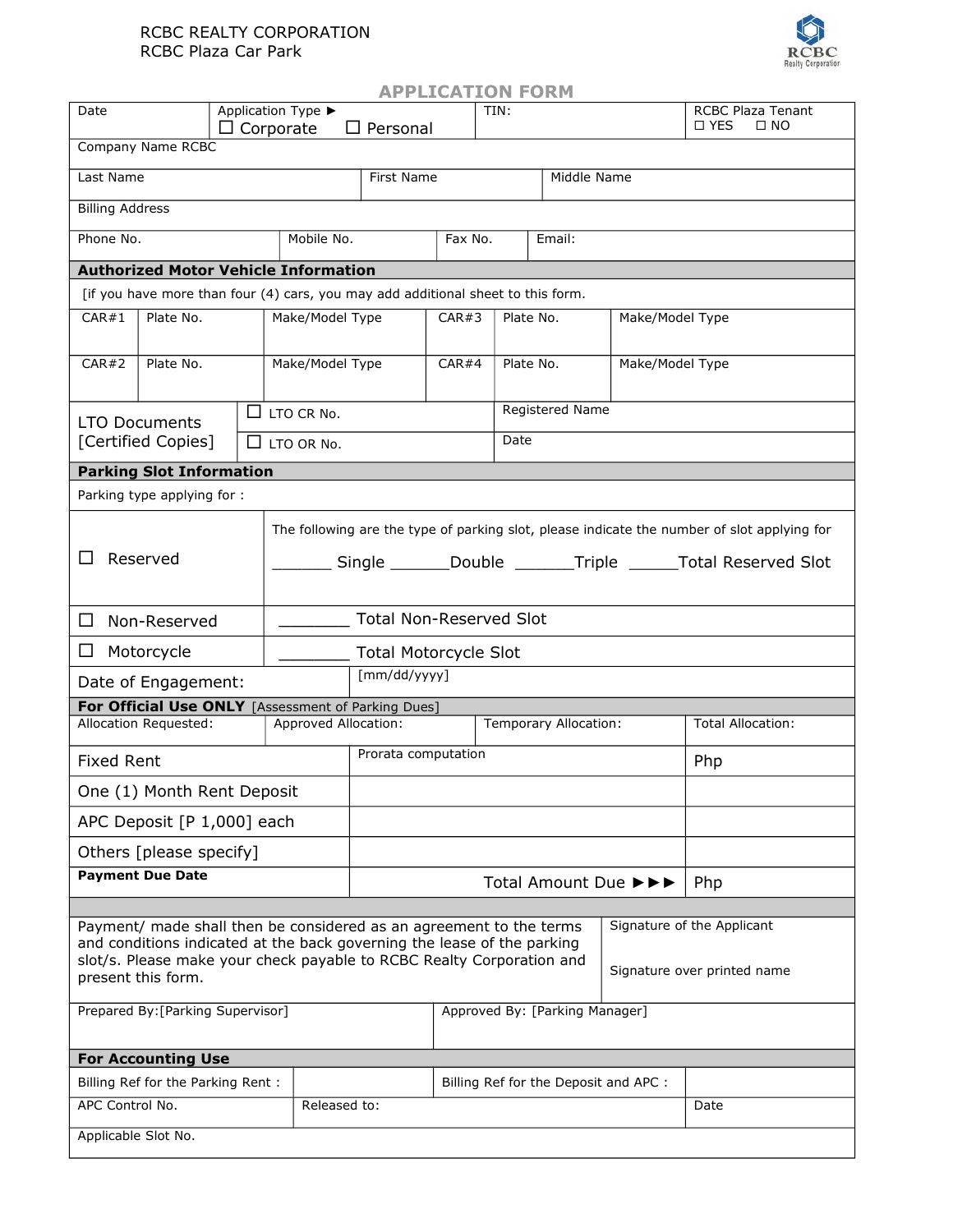RCBC REALTY CORPORATION
RCBC Plaza Car Park

## APPLICATION FORM

| Date | Application Type ▶ ☐ Corporate ☐ Personal | TIN: | RCBC Plaza Tenant ☐ YES ☐ NO |
|---|---|---|---|

| Company Name RCBC | | |
|---|---|---|
| Last Name | First Name | Middle Name |
| Billing Address | | |

| Phone No. | Mobile No. | Fax No. | Email: |
|---|---|---|---|

**Authorized Motor Vehicle Information**

[if you have more than four (4) cars, you may add additional sheet to this form.

| CAR#1 | Plate No. | Make/Model Type | CAR#3 | Plate No. | Make/Model Type |
|---|---|---|---|---|---|
| CAR#2 | Plate No. | Make/Model Type | CAR#4 | Plate No. | Make/Model Type |

| LTO Documents [Certified Copies] | ☐ LTO CR No. | Registered Name |
|---|---|---|
| | ☐ LTO OR No. | Date |

**Parking Slot Information**

Parking type applying for :

| | |
|---|---|
| ☐ Reserved | The following are the type of parking slot, please indicate the number of slot applying for<br>_______ Single _______Double _______Triple ______Total Reserved Slot |
| ☐ Non-Reserved | ________ Total Non-Reserved Slot |
| ☐ Motorcycle | ________ Total Motorcycle Slot |
| Date of Engagement: | [mm/dd/yyyy] |

**For Official Use ONLY** [Assessment of Parking Dues]

| Allocation Requested: | Approved Allocation: | Temporary Allocation: | Total Allocation: |
|---|---|---|---|

| | | |
|---|---|---|
| Fixed Rent | Prorata computation | Php |
| One (1) Month Rent Deposit | | |
| APC Deposit [P 1,000] each | | |
| Others [please specify] | | |
| **Payment Due Date** | Total Amount Due ▶▶▶ | Php |

| | |
|---|---|
| Payment/ made shall then be considered as an agreement to the terms and conditions indicated at the back governing the lease of the parking slot/s. Please make your check payable to RCBC Realty Corporation and present this form. | Signature of the Applicant<br><br>Signature over printed name |
| Prepared By:[Parking Supervisor] | Approved By: [Parking Manager] |

**For Accounting Use**

| | | | |
|---|---|---|---|
| Billing Ref for the Parking Rent : | | Billing Ref for the Deposit and APC : | |
| APC Control No. | Released to: | | Date |
| Applicable Slot No. | | | |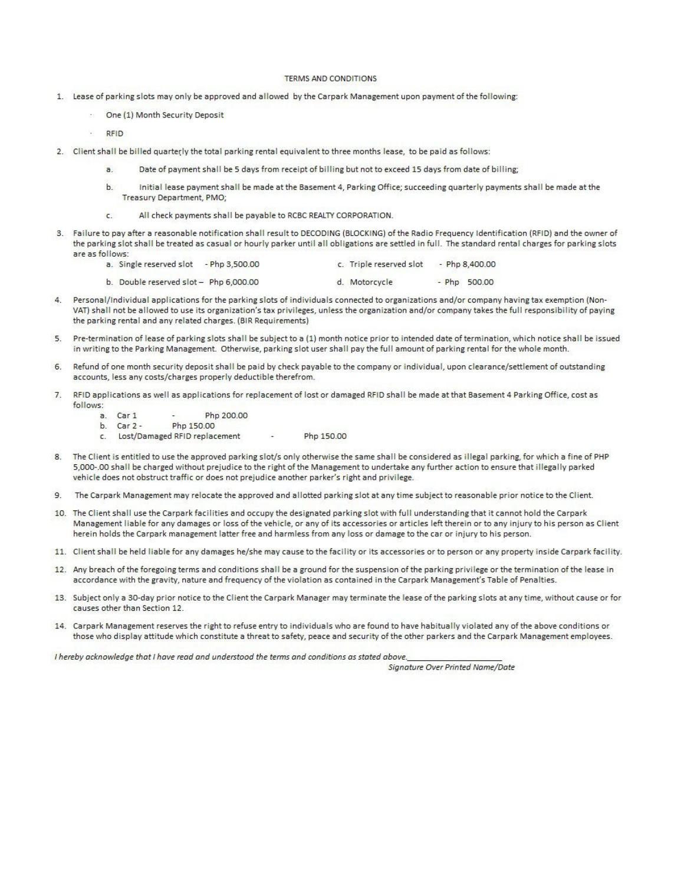TERMS AND CONDITIONS

1. Lease of parking slots may only be approved and allowed by the Carpark Management upon payment of the following:

   - One (1) Month Security Deposit
   - RFID

2. Client shall be billed quarterly the total parking rental equivalent to three months lease, to be paid as follows:

   a. Date of payment shall be 5 days from receipt of billing but not to exceed 15 days from date of billing;

   b. Initial lease payment shall be made at the Basement 4, Parking Office; succeeding quarterly payments shall be made at the Treasury Department, PMO;

   c. All check payments shall be payable to RCBC REALTY CORPORATION.

3. Failure to pay after a reasonable notification shall result to DECODING (BLOCKING) of the Radio Frequency Identification (RFID) and the owner of the parking slot shall be treated as casual or hourly parker until all obligations are settled in full. The standard rental charges for parking slots are as follows:

   a. Single reserved slot - Php 3,500.00
   b. Double reserved slot – Php 6,000.00
   c. Triple reserved slot - Php 8,400.00
   d. Motorcycle - Php 500.00

4. Personal/Individual applications for the parking slots of individuals connected to organizations and/or company having tax exemption (Non-VAT) shall not be allowed to use its organization's tax privileges, unless the organization and/or company takes the full responsibility of paying the parking rental and any related charges. (BIR Requirements)

5. Pre-termination of lease of parking slots shall be subject to a (1) month notice prior to intended date of termination, which notice shall be issued in writing to the Parking Management. Otherwise, parking slot user shall pay the full amount of parking rental for the whole month.

6. Refund of one month security deposit shall be paid by check payable to the company or individual, upon clearance/settlement of outstanding accounts, less any costs/charges properly deductible therefrom.

7. RFID applications as well as applications for replacement of lost or damaged RFID shall be made at that Basement 4 Parking Office, cost as follows:

   a. Car 1 - Php 200.00
   b. Car 2 - Php 150.00
   c. Lost/Damaged RFID replacement - Php 150.00

8. The Client is entitled to use the approved parking slot/s only otherwise the same shall be considered as illegal parking, for which a fine of PHP 5,000-.00 shall be charged without prejudice to the right of the Management to undertake any further action to ensure that illegally parked vehicle does not obstruct traffic or does not prejudice another parker's right and privilege.

9. The Carpark Management may relocate the approved and allotted parking slot at any time subject to reasonable prior notice to the Client.

10. The Client shall use the Carpark facilities and occupy the designated parking slot with full understanding that it cannot hold the Carpark Management liable for any damages or loss of the vehicle, or any of its accessories or articles left therein or to any injury to his person as Client herein holds the Carpark management latter free and harmless from any loss or damage to the car or injury to his person.

11. Client shall be held liable for any damages he/she may cause to the facility or its accessories or to person or any property inside Carpark facility.

12. Any breach of the foregoing terms and conditions shall be a ground for the suspension of the parking privilege or the termination of the lease in accordance with the gravity, nature and frequency of the violation as contained in the Carpark Management's Table of Penalties.

13. Subject only a 30-day prior notice to the Client the Carpark Manager may terminate the lease of the parking slots at any time, without cause or for causes other than Section 12.

14. Carpark Management reserves the right to refuse entry to individuals who are found to have habitually violated any of the above conditions or those who display attitude which constitute a threat to safety, peace and security of the other parkers and the Carpark Management employees.

*I hereby acknowledge that I have read and understood the terms and conditions as stated above.*\_\_\_\_\_\_\_\_\_\_\_\_\_\_\_\_\_\_\_\_

*Signature Over Printed Name/Date*